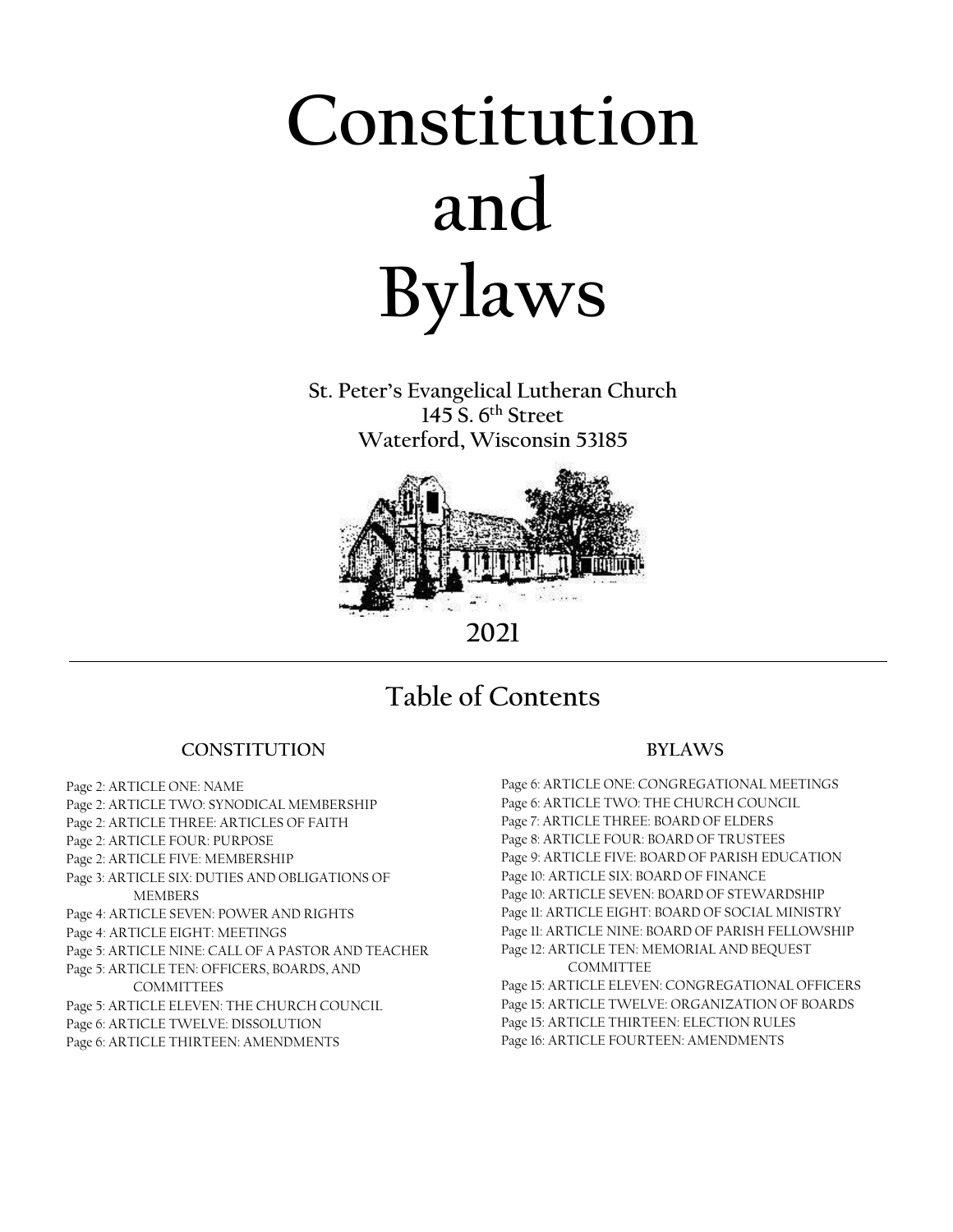# Constitution and Bylaws

**St. Peter's Evangelical Lutheran Church**
**145 S. 6th Street**
**Waterford, Wisconsin 53185**

**2021**

---

## Table of Contents

### CONSTITUTION

- Page 2: ARTICLE ONE: NAME
- Page 2: ARTICLE TWO: SYNODICAL MEMBERSHIP
- Page 2: ARTICLE THREE: ARTICLES OF FAITH
- Page 2: ARTICLE FOUR: PURPOSE
- Page 2: ARTICLE FIVE: MEMBERSHIP
- Page 3: ARTICLE SIX: DUTIES AND OBLIGATIONS OF MEMBERS
- Page 4: ARTICLE SEVEN: POWER AND RIGHTS
- Page 4: ARTICLE EIGHT: MEETINGS
- Page 5: ARTICLE NINE: CALL OF A PASTOR AND TEACHER
- Page 5: ARTICLE TEN: OFFICERS, BOARDS, AND COMMITTEES
- Page 5: ARTICLE ELEVEN: THE CHURCH COUNCIL
- Page 6: ARTICLE TWELVE: DISSOLUTION
- Page 6: ARTICLE THIRTEEN: AMENDMENTS

### BYLAWS

- Page 6: ARTICLE ONE: CONGREGATIONAL MEETINGS
- Page 6: ARTICLE TWO: THE CHURCH COUNCIL
- Page 7: ARTICLE THREE: BOARD OF ELDERS
- Page 8: ARTICLE FOUR: BOARD OF TRUSTEES
- Page 9: ARTICLE FIVE: BOARD OF PARISH EDUCATION
- Page 10: ARTICLE SIX: BOARD OF FINANCE
- Page 10: ARTICLE SEVEN: BOARD OF STEWARDSHIP
- Page 11: ARTICLE EIGHT: BOARD OF SOCIAL MINISTRY
- Page 11: ARTICLE NINE: BOARD OF PARISH FELLOWSHIP
- Page 12: ARTICLE TEN: MEMORIAL AND BEQUEST COMMITTEE
- Page 15: ARTICLE ELEVEN: CONGREGATIONAL OFFICERS
- Page 15: ARTICLE TWELVE: ORGANIZATION OF BOARDS
- Page 15: ARTICLE THIRTEEN: ELECTION RULES
- Page 16: ARTICLE FOURTEEN: AMENDMENTS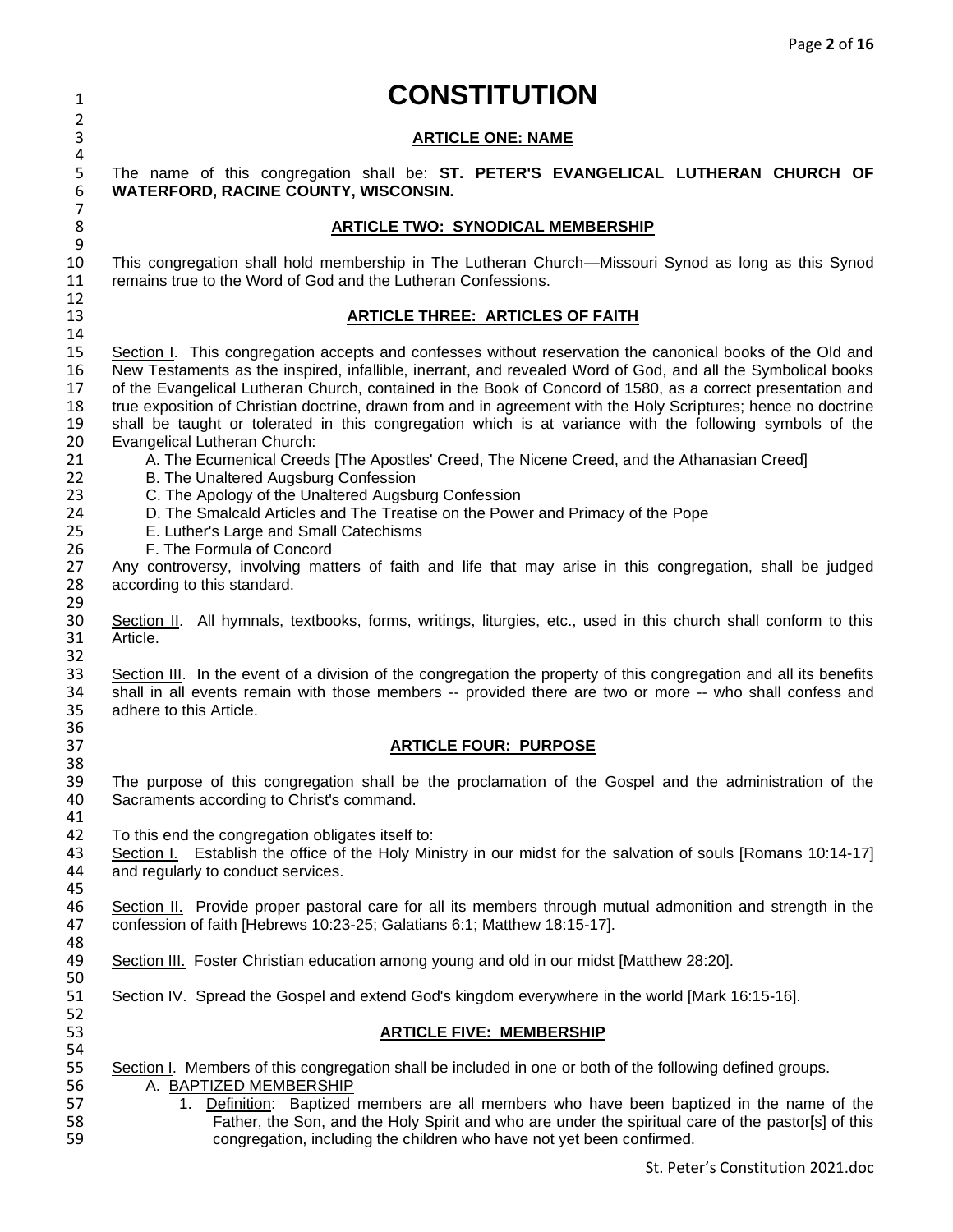# CONSTITUTION

## ARTICLE ONE: NAME

The name of this congregation shall be: **ST. PETER'S EVANGELICAL LUTHERAN CHURCH OF WATERFORD, RACINE COUNTY, WISCONSIN.**

## ARTICLE TWO: SYNODICAL MEMBERSHIP

This congregation shall hold membership in The Lutheran Church—Missouri Synod as long as this Synod remains true to the Word of God and the Lutheran Confessions.

## ARTICLE THREE: ARTICLES OF FAITH

Section I. This congregation accepts and confesses without reservation the canonical books of the Old and New Testaments as the inspired, infallible, inerrant, and revealed Word of God, and all the Symbolical books of the Evangelical Lutheran Church, contained in the Book of Concord of 1580, as a correct presentation and true exposition of Christian doctrine, drawn from and in agreement with the Holy Scriptures; hence no doctrine shall be taught or tolerated in this congregation which is at variance with the following symbols of the Evangelical Lutheran Church:

- A. The Ecumenical Creeds [The Apostles' Creed, The Nicene Creed, and the Athanasian Creed]
- B. The Unaltered Augsburg Confession
- C. The Apology of the Unaltered Augsburg Confession
- D. The Smalcald Articles and The Treatise on the Power and Primacy of the Pope
- E. Luther's Large and Small Catechisms
- F. The Formula of Concord

Any controversy, involving matters of faith and life that may arise in this congregation, shall be judged according to this standard.

Section II. All hymnals, textbooks, forms, writings, liturgies, etc., used in this church shall conform to this Article.

Section III. In the event of a division of the congregation the property of this congregation and all its benefits shall in all events remain with those members -- provided there are two or more -- who shall confess and adhere to this Article.

## ARTICLE FOUR: PURPOSE

The purpose of this congregation shall be the proclamation of the Gospel and the administration of the Sacraments according to Christ's command.

To this end the congregation obligates itself to:

Section I. Establish the office of the Holy Ministry in our midst for the salvation of souls [Romans 10:14-17] and regularly to conduct services.

Section II. Provide proper pastoral care for all its members through mutual admonition and strength in the confession of faith [Hebrews 10:23-25; Galatians 6:1; Matthew 18:15-17].

Section III. Foster Christian education among young and old in our midst [Matthew 28:20].

Section IV. Spread the Gospel and extend God's kingdom everywhere in the world [Mark 16:15-16].

## ARTICLE FIVE: MEMBERSHIP

Section I. Members of this congregation shall be included in one or both of the following defined groups.

A. BAPTIZED MEMBERSHIP

1. Definition: Baptized members are all members who have been baptized in the name of the Father, the Son, and the Holy Spirit and who are under the spiritual care of the pastor[s] of this congregation, including the children who have not yet been confirmed.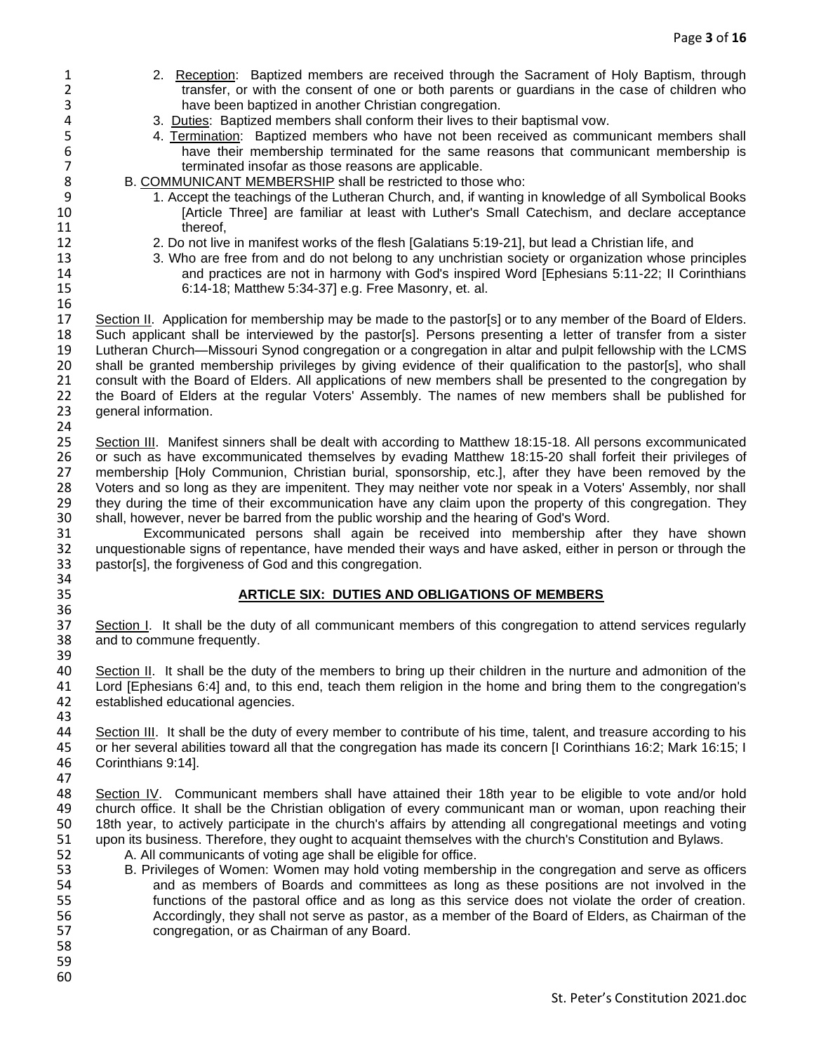2. <u>Reception</u>: Baptized members are received through the Sacrament of Holy Baptism, through transfer, or with the consent of one or both parents or guardians in the case of children who have been baptized in another Christian congregation.

3. <u>Duties</u>: Baptized members shall conform their lives to their baptismal vow.

4. <u>Termination</u>: Baptized members who have not been received as communicant members shall have their membership terminated for the same reasons that communicant membership is terminated insofar as those reasons are applicable.

B. <u>COMMUNICANT MEMBERSHIP</u> shall be restricted to those who:

1. Accept the teachings of the Lutheran Church, and, if wanting in knowledge of all Symbolical Books [Article Three] are familiar at least with Luther's Small Catechism, and declare acceptance thereof,
2. Do not live in manifest works of the flesh [Galatians 5:19-21], but lead a Christian life, and
3. Who are free from and do not belong to any unchristian society or organization whose principles and practices are not in harmony with God's inspired Word [Ephesians 5:11-22; II Corinthians 6:14-18; Matthew 5:34-37] e.g. Free Masonry, et. al.

<u>Section II</u>. Application for membership may be made to the pastor[s] or to any member of the Board of Elders. Such applicant shall be interviewed by the pastor[s]. Persons presenting a letter of transfer from a sister Lutheran Church—Missouri Synod congregation or a congregation in altar and pulpit fellowship with the LCMS shall be granted membership privileges by giving evidence of their qualification to the pastor[s], who shall consult with the Board of Elders. All applications of new members shall be presented to the congregation by the Board of Elders at the regular Voters' Assembly. The names of new members shall be published for general information.

<u>Section III</u>. Manifest sinners shall be dealt with according to Matthew 18:15-18. All persons excommunicated or such as have excommunicated themselves by evading Matthew 18:15-20 shall forfeit their privileges of membership [Holy Communion, Christian burial, sponsorship, etc.], after they have been removed by the Voters and so long as they are impenitent. They may neither vote nor speak in a Voters' Assembly, nor shall they during the time of their excommunication have any claim upon the property of this congregation. They shall, however, never be barred from the public worship and the hearing of God's Word.

Excommunicated persons shall again be received into membership after they have shown unquestionable signs of repentance, have mended their ways and have asked, either in person or through the pastor[s], the forgiveness of God and this congregation.

## ARTICLE SIX: DUTIES AND OBLIGATIONS OF MEMBERS

<u>Section I</u>. It shall be the duty of all communicant members of this congregation to attend services regularly and to commune frequently.

<u>Section II</u>. It shall be the duty of the members to bring up their children in the nurture and admonition of the Lord [Ephesians 6:4] and, to this end, teach them religion in the home and bring them to the congregation's established educational agencies.

<u>Section III</u>. It shall be the duty of every member to contribute of his time, talent, and treasure according to his or her several abilities toward all that the congregation has made its concern [I Corinthians 16:2; Mark 16:15; I Corinthians 9:14].

<u>Section IV</u>. Communicant members shall have attained their 18th year to be eligible to vote and/or hold church office. It shall be the Christian obligation of every communicant man or woman, upon reaching their 18th year, to actively participate in the church's affairs by attending all congregational meetings and voting upon its business. Therefore, they ought to acquaint themselves with the church's Constitution and Bylaws.

A. All communicants of voting age shall be eligible for office.

B. Privileges of Women: Women may hold voting membership in the congregation and serve as officers and as members of Boards and committees as long as these positions are not involved in the functions of the pastoral office and as long as this service does not violate the order of creation. Accordingly, they shall not serve as pastor, as a member of the Board of Elders, as Chairman of the congregation, or as Chairman of any Board.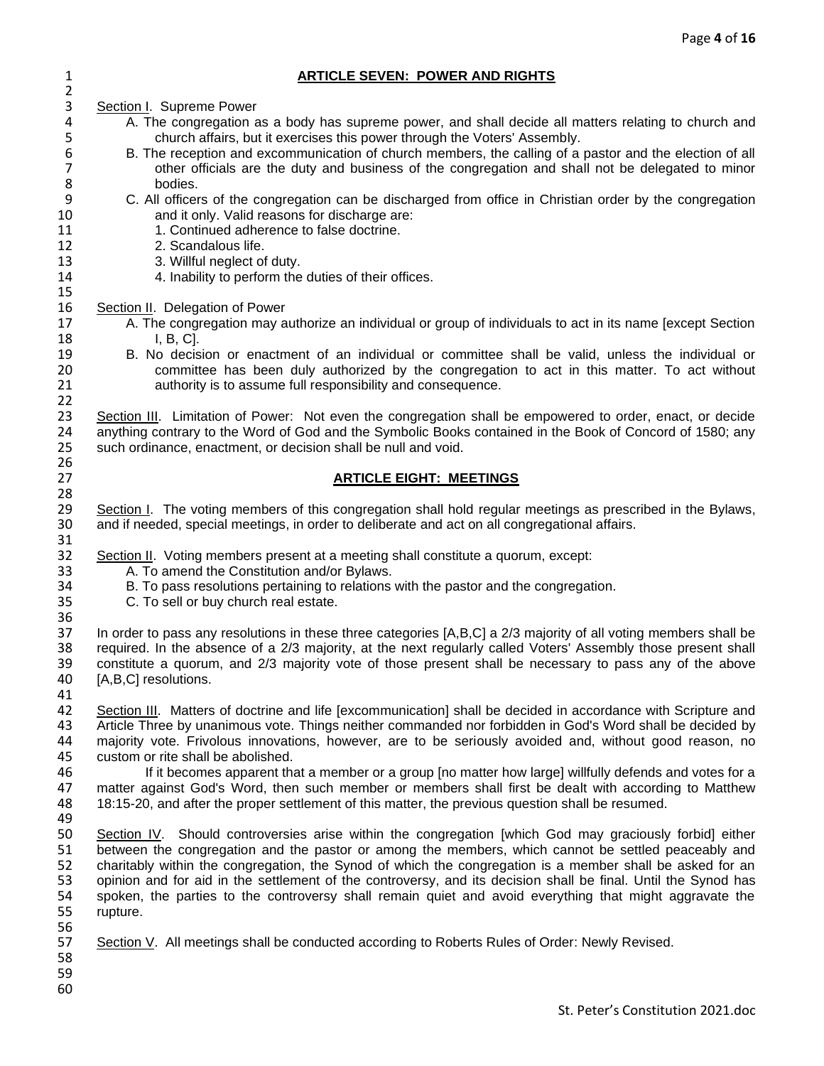## ARTICLE SEVEN: POWER AND RIGHTS

Section I. Supreme Power

A. The congregation as a body has supreme power, and shall decide all matters relating to church and church affairs, but it exercises this power through the Voters' Assembly.

B. The reception and excommunication of church members, the calling of a pastor and the election of all other officials are the duty and business of the congregation and shall not be delegated to minor bodies.

C. All officers of the congregation can be discharged from office in Christian order by the congregation and it only. Valid reasons for discharge are:

1. Continued adherence to false doctrine.
2. Scandalous life.
3. Willful neglect of duty.
4. Inability to perform the duties of their offices.

Section II. Delegation of Power

A. The congregation may authorize an individual or group of individuals to act in its name [except Section I, B, C].

B. No decision or enactment of an individual or committee shall be valid, unless the individual or committee has been duly authorized by the congregation to act in this matter. To act without authority is to assume full responsibility and consequence.

Section III. Limitation of Power: Not even the congregation shall be empowered to order, enact, or decide anything contrary to the Word of God and the Symbolic Books contained in the Book of Concord of 1580; any such ordinance, enactment, or decision shall be null and void.

## ARTICLE EIGHT: MEETINGS

Section I. The voting members of this congregation shall hold regular meetings as prescribed in the Bylaws, and if needed, special meetings, in order to deliberate and act on all congregational affairs.

Section II. Voting members present at a meeting shall constitute a quorum, except:

A. To amend the Constitution and/or Bylaws.
B. To pass resolutions pertaining to relations with the pastor and the congregation.
C. To sell or buy church real estate.

In order to pass any resolutions in these three categories [A,B,C] a 2/3 majority of all voting members shall be required. In the absence of a 2/3 majority, at the next regularly called Voters' Assembly those present shall constitute a quorum, and 2/3 majority vote of those present shall be necessary to pass any of the above [A,B,C] resolutions.

Section III. Matters of doctrine and life [excommunication] shall be decided in accordance with Scripture and Article Three by unanimous vote. Things neither commanded nor forbidden in God's Word shall be decided by majority vote. Frivolous innovations, however, are to be seriously avoided and, without good reason, no custom or rite shall be abolished.

If it becomes apparent that a member or a group [no matter how large] willfully defends and votes for a matter against God's Word, then such member or members shall first be dealt with according to Matthew 18:15-20, and after the proper settlement of this matter, the previous question shall be resumed.

Section IV. Should controversies arise within the congregation [which God may graciously forbid] either between the congregation and the pastor or among the members, which cannot be settled peaceably and charitably within the congregation, the Synod of which the congregation is a member shall be asked for an opinion and for aid in the settlement of the controversy, and its decision shall be final. Until the Synod has spoken, the parties to the controversy shall remain quiet and avoid everything that might aggravate the rupture.

Section V. All meetings shall be conducted according to Roberts Rules of Order: Newly Revised.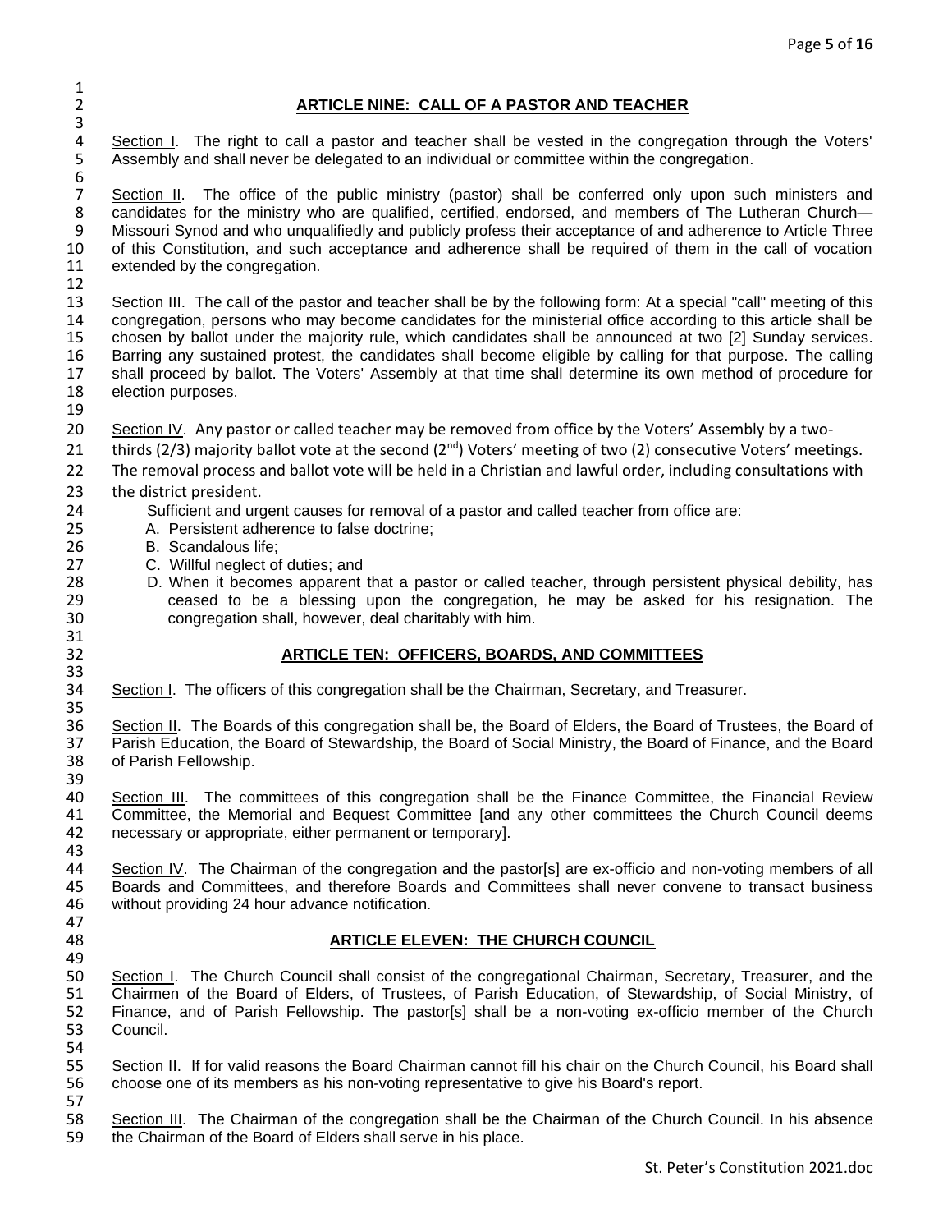## ARTICLE NINE: CALL OF A PASTOR AND TEACHER

Section I. The right to call a pastor and teacher shall be vested in the congregation through the Voters' Assembly and shall never be delegated to an individual or committee within the congregation.

Section II. The office of the public ministry (pastor) shall be conferred only upon such ministers and candidates for the ministry who are qualified, certified, endorsed, and members of The Lutheran Church—Missouri Synod and who unqualifiedly and publicly profess their acceptance of and adherence to Article Three of this Constitution, and such acceptance and adherence shall be required of them in the call of vocation extended by the congregation.

Section III. The call of the pastor and teacher shall be by the following form: At a special "call" meeting of this congregation, persons who may become candidates for the ministerial office according to this article shall be chosen by ballot under the majority rule, which candidates shall be announced at two [2] Sunday services. Barring any sustained protest, the candidates shall become eligible by calling for that purpose. The calling shall proceed by ballot. The Voters' Assembly at that time shall determine its own method of procedure for election purposes.

Section IV. Any pastor or called teacher may be removed from office by the Voters' Assembly by a two-thirds (2/3) majority ballot vote at the second (2nd) Voters' meeting of two (2) consecutive Voters' meetings. The removal process and ballot vote will be held in a Christian and lawful order, including consultations with the district president.

Sufficient and urgent causes for removal of a pastor and called teacher from office are:

A. Persistent adherence to false doctrine;
B. Scandalous life;
C. Willful neglect of duties; and
D. When it becomes apparent that a pastor or called teacher, through persistent physical debility, has ceased to be a blessing upon the congregation, he may be asked for his resignation. The congregation shall, however, deal charitably with him.

## ARTICLE TEN: OFFICERS, BOARDS, AND COMMITTEES

Section I. The officers of this congregation shall be the Chairman, Secretary, and Treasurer.

Section II. The Boards of this congregation shall be, the Board of Elders, the Board of Trustees, the Board of Parish Education, the Board of Stewardship, the Board of Social Ministry, the Board of Finance, and the Board of Parish Fellowship.

Section III. The committees of this congregation shall be the Finance Committee, the Financial Review Committee, the Memorial and Bequest Committee [and any other committees the Church Council deems necessary or appropriate, either permanent or temporary].

Section IV. The Chairman of the congregation and the pastor[s] are ex-officio and non-voting members of all Boards and Committees, and therefore Boards and Committees shall never convene to transact business without providing 24 hour advance notification.

## ARTICLE ELEVEN: THE CHURCH COUNCIL

Section I. The Church Council shall consist of the congregational Chairman, Secretary, Treasurer, and the Chairmen of the Board of Elders, of Trustees, of Parish Education, of Stewardship, of Social Ministry, of Finance, and of Parish Fellowship. The pastor[s] shall be a non-voting ex-officio member of the Church Council.

Section II. If for valid reasons the Board Chairman cannot fill his chair on the Church Council, his Board shall choose one of its members as his non-voting representative to give his Board's report.

Section III. The Chairman of the congregation shall be the Chairman of the Church Council. In his absence the Chairman of the Board of Elders shall serve in his place.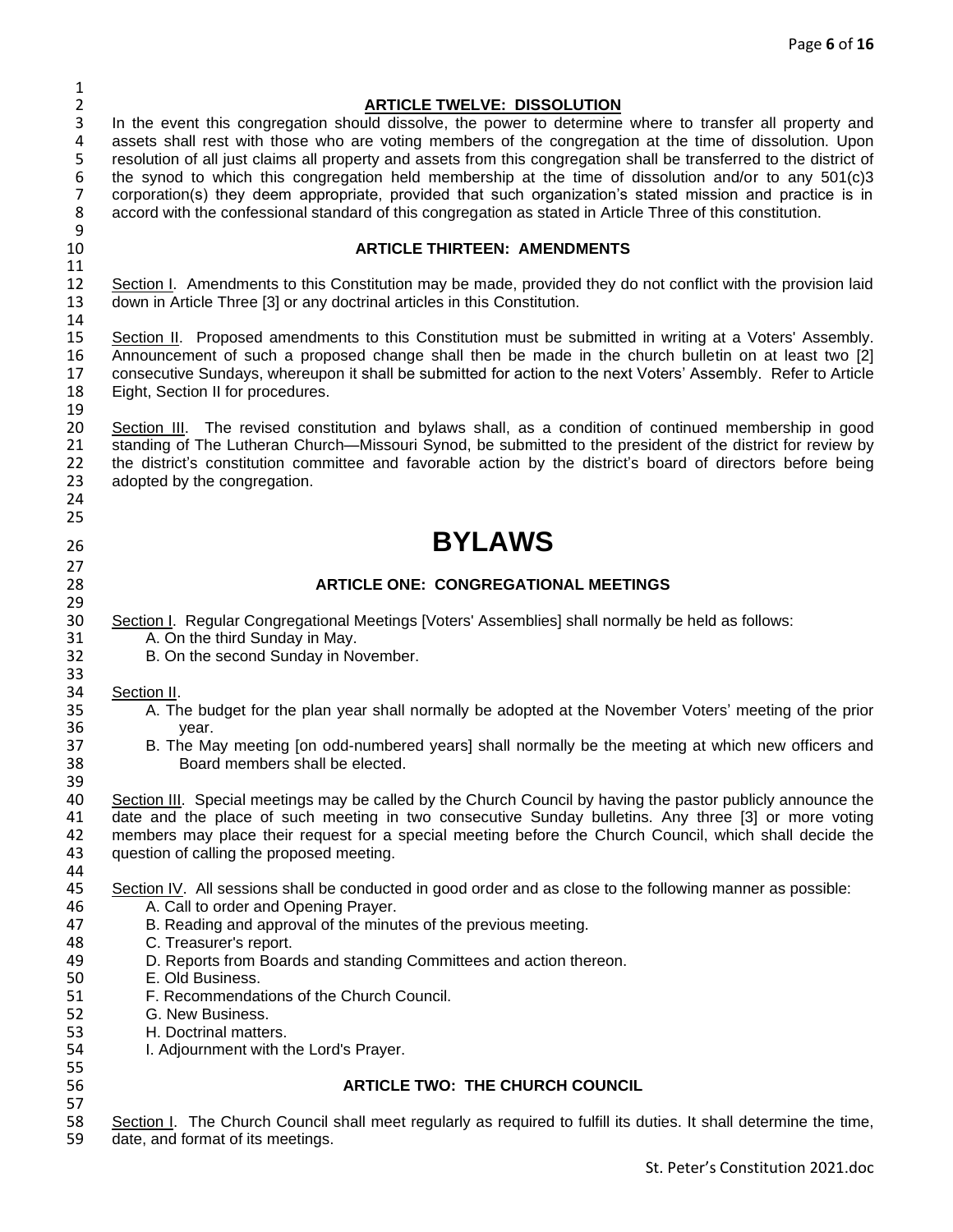## ARTICLE TWELVE: DISSOLUTION

In the event this congregation should dissolve, the power to determine where to transfer all property and assets shall rest with those who are voting members of the congregation at the time of dissolution. Upon resolution of all just claims all property and assets from this congregation shall be transferred to the district of the synod to which this congregation held membership at the time of dissolution and/or to any 501(c)3 corporation(s) they deem appropriate, provided that such organization's stated mission and practice is in accord with the confessional standard of this congregation as stated in Article Three of this constitution.

## ARTICLE THIRTEEN: AMENDMENTS

Section I. Amendments to this Constitution may be made, provided they do not conflict with the provision laid down in Article Three [3] or any doctrinal articles in this Constitution.

Section II. Proposed amendments to this Constitution must be submitted in writing at a Voters' Assembly. Announcement of such a proposed change shall then be made in the church bulletin on at least two [2] consecutive Sundays, whereupon it shall be submitted for action to the next Voters' Assembly. Refer to Article Eight, Section II for procedures.

Section III. The revised constitution and bylaws shall, as a condition of continued membership in good standing of The Lutheran Church—Missouri Synod, be submitted to the president of the district for review by the district's constitution committee and favorable action by the district's board of directors before being adopted by the congregation.

# BYLAWS

## ARTICLE ONE: CONGREGATIONAL MEETINGS

Section I. Regular Congregational Meetings [Voters' Assemblies] shall normally be held as follows:

A. On the third Sunday in May.
B. On the second Sunday in November.

Section II.

A. The budget for the plan year shall normally be adopted at the November Voters' meeting of the prior year.
B. The May meeting [on odd-numbered years] shall normally be the meeting at which new officers and Board members shall be elected.

Section III. Special meetings may be called by the Church Council by having the pastor publicly announce the date and the place of such meeting in two consecutive Sunday bulletins. Any three [3] or more voting members may place their request for a special meeting before the Church Council, which shall decide the question of calling the proposed meeting.

Section IV. All sessions shall be conducted in good order and as close to the following manner as possible:

A. Call to order and Opening Prayer.
B. Reading and approval of the minutes of the previous meeting.
C. Treasurer's report.
D. Reports from Boards and standing Committees and action thereon.
E. Old Business.
F. Recommendations of the Church Council.
G. New Business.
H. Doctrinal matters.
I. Adjournment with the Lord's Prayer.

## ARTICLE TWO: THE CHURCH COUNCIL

Section I. The Church Council shall meet regularly as required to fulfill its duties. It shall determine the time, date, and format of its meetings.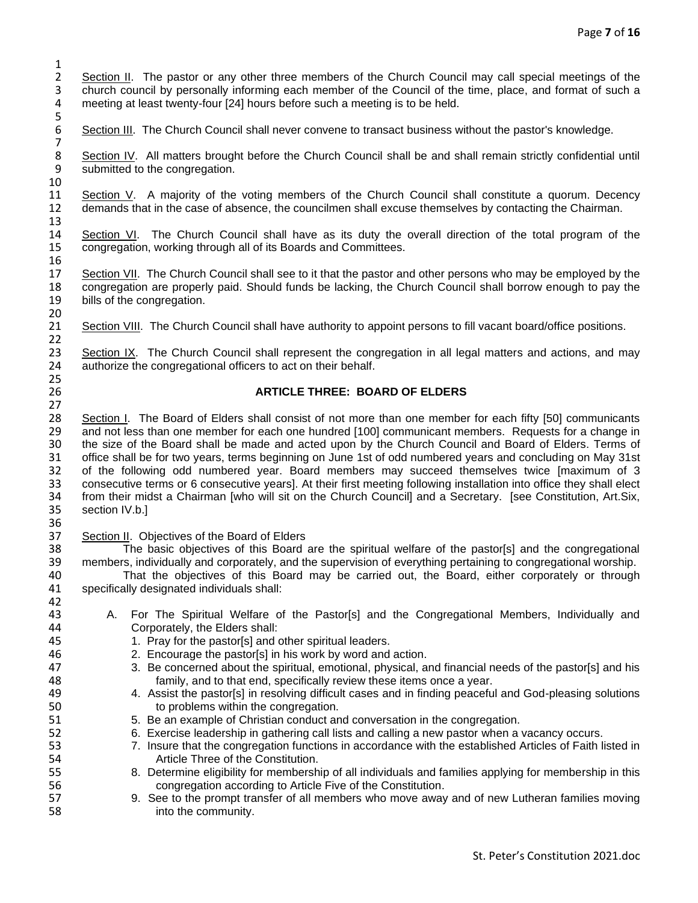Section II. The pastor or any other three members of the Church Council may call special meetings of the church council by personally informing each member of the Council of the time, place, and format of such a meeting at least twenty-four [24] hours before such a meeting is to be held.

Section III. The Church Council shall never convene to transact business without the pastor's knowledge.

Section IV. All matters brought before the Church Council shall be and shall remain strictly confidential until submitted to the congregation.

Section V. A majority of the voting members of the Church Council shall constitute a quorum. Decency demands that in the case of absence, the councilmen shall excuse themselves by contacting the Chairman.

Section VI. The Church Council shall have as its duty the overall direction of the total program of the congregation, working through all of its Boards and Committees.

Section VII. The Church Council shall see to it that the pastor and other persons who may be employed by the congregation are properly paid. Should funds be lacking, the Church Council shall borrow enough to pay the bills of the congregation.

Section VIII. The Church Council shall have authority to appoint persons to fill vacant board/office positions.

Section IX. The Church Council shall represent the congregation in all legal matters and actions, and may authorize the congregational officers to act on their behalf.

## ARTICLE THREE: BOARD OF ELDERS

Section I. The Board of Elders shall consist of not more than one member for each fifty [50] communicants and not less than one member for each one hundred [100] communicant members. Requests for a change in the size of the Board shall be made and acted upon by the Church Council and Board of Elders. Terms of office shall be for two years, terms beginning on June 1st of odd numbered years and concluding on May 31st of the following odd numbered year. Board members may succeed themselves twice [maximum of 3 consecutive terms or 6 consecutive years]. At their first meeting following installation into office they shall elect from their midst a Chairman [who will sit on the Church Council] and a Secretary. [see Constitution, Art.Six, section IV.b.]

Section II. Objectives of the Board of Elders

The basic objectives of this Board are the spiritual welfare of the pastor[s] and the congregational members, individually and corporately, and the supervision of everything pertaining to congregational worship.

That the objectives of this Board may be carried out, the Board, either corporately or through specifically designated individuals shall:

A. For The Spiritual Welfare of the Pastor[s] and the Congregational Members, Individually and Corporately, the Elders shall:
   1. Pray for the pastor[s] and other spiritual leaders.
   2. Encourage the pastor[s] in his work by word and action.
   3. Be concerned about the spiritual, emotional, physical, and financial needs of the pastor[s] and his family, and to that end, specifically review these items once a year.
   4. Assist the pastor[s] in resolving difficult cases and in finding peaceful and God-pleasing solutions to problems within the congregation.
   5. Be an example of Christian conduct and conversation in the congregation.
   6. Exercise leadership in gathering call lists and calling a new pastor when a vacancy occurs.
   7. Insure that the congregation functions in accordance with the established Articles of Faith listed in Article Three of the Constitution.
   8. Determine eligibility for membership of all individuals and families applying for membership in this congregation according to Article Five of the Constitution.
   9. See to the prompt transfer of all members who move away and of new Lutheran families moving into the community.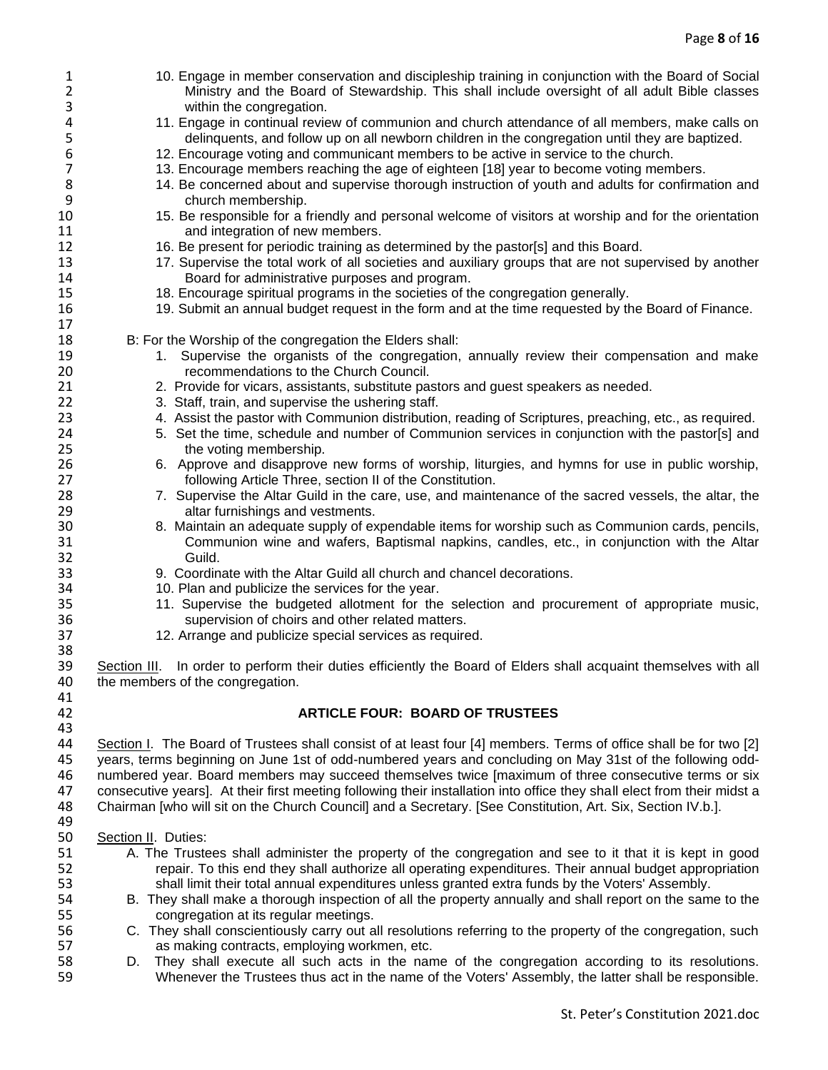10. Engage in member conservation and discipleship training in conjunction with the Board of Social Ministry and the Board of Stewardship. This shall include oversight of all adult Bible classes within the congregation.
11. Engage in continual review of communion and church attendance of all members, make calls on delinquents, and follow up on all newborn children in the congregation until they are baptized.
12. Encourage voting and communicant members to be active in service to the church.
13. Encourage members reaching the age of eighteen [18] year to become voting members.
14. Be concerned about and supervise thorough instruction of youth and adults for confirmation and church membership.
15. Be responsible for a friendly and personal welcome of visitors at worship and for the orientation and integration of new members.
16. Be present for periodic training as determined by the pastor[s] and this Board.
17. Supervise the total work of all societies and auxiliary groups that are not supervised by another Board for administrative purposes and program.
18. Encourage spiritual programs in the societies of the congregation generally.
19. Submit an annual budget request in the form and at the time requested by the Board of Finance.

B: For the Worship of the congregation the Elders shall:

1. Supervise the organists of the congregation, annually review their compensation and make recommendations to the Church Council.
2. Provide for vicars, assistants, substitute pastors and guest speakers as needed.
3. Staff, train, and supervise the ushering staff.
4. Assist the pastor with Communion distribution, reading of Scriptures, preaching, etc., as required.
5. Set the time, schedule and number of Communion services in conjunction with the pastor[s] and the voting membership.
6. Approve and disapprove new forms of worship, liturgies, and hymns for use in public worship, following Article Three, section II of the Constitution.
7. Supervise the Altar Guild in the care, use, and maintenance of the sacred vessels, the altar, the altar furnishings and vestments.
8. Maintain an adequate supply of expendable items for worship such as Communion cards, pencils, Communion wine and wafers, Baptismal napkins, candles, etc., in conjunction with the Altar Guild.
9. Coordinate with the Altar Guild all church and chancel decorations.
10. Plan and publicize the services for the year.
11. Supervise the budgeted allotment for the selection and procurement of appropriate music, supervision of choirs and other related matters.
12. Arrange and publicize special services as required.

Section III. In order to perform their duties efficiently the Board of Elders shall acquaint themselves with all the members of the congregation.

## ARTICLE FOUR: BOARD OF TRUSTEES

Section I. The Board of Trustees shall consist of at least four [4] members. Terms of office shall be for two [2] years, terms beginning on June 1st of odd-numbered years and concluding on May 31st of the following odd-numbered year. Board members may succeed themselves twice [maximum of three consecutive terms or six consecutive years]. At their first meeting following their installation into office they shall elect from their midst a Chairman [who will sit on the Church Council] and a Secretary. [See Constitution, Art. Six, Section IV.b.].

Section II. Duties:

A. The Trustees shall administer the property of the congregation and see to it that it is kept in good repair. To this end they shall authorize all operating expenditures. Their annual budget appropriation shall limit their total annual expenditures unless granted extra funds by the Voters' Assembly.

B. They shall make a thorough inspection of all the property annually and shall report on the same to the congregation at its regular meetings.

C. They shall conscientiously carry out all resolutions referring to the property of the congregation, such as making contracts, employing workmen, etc.

D. They shall execute all such acts in the name of the congregation according to its resolutions. Whenever the Trustees thus act in the name of the Voters' Assembly, the latter shall be responsible.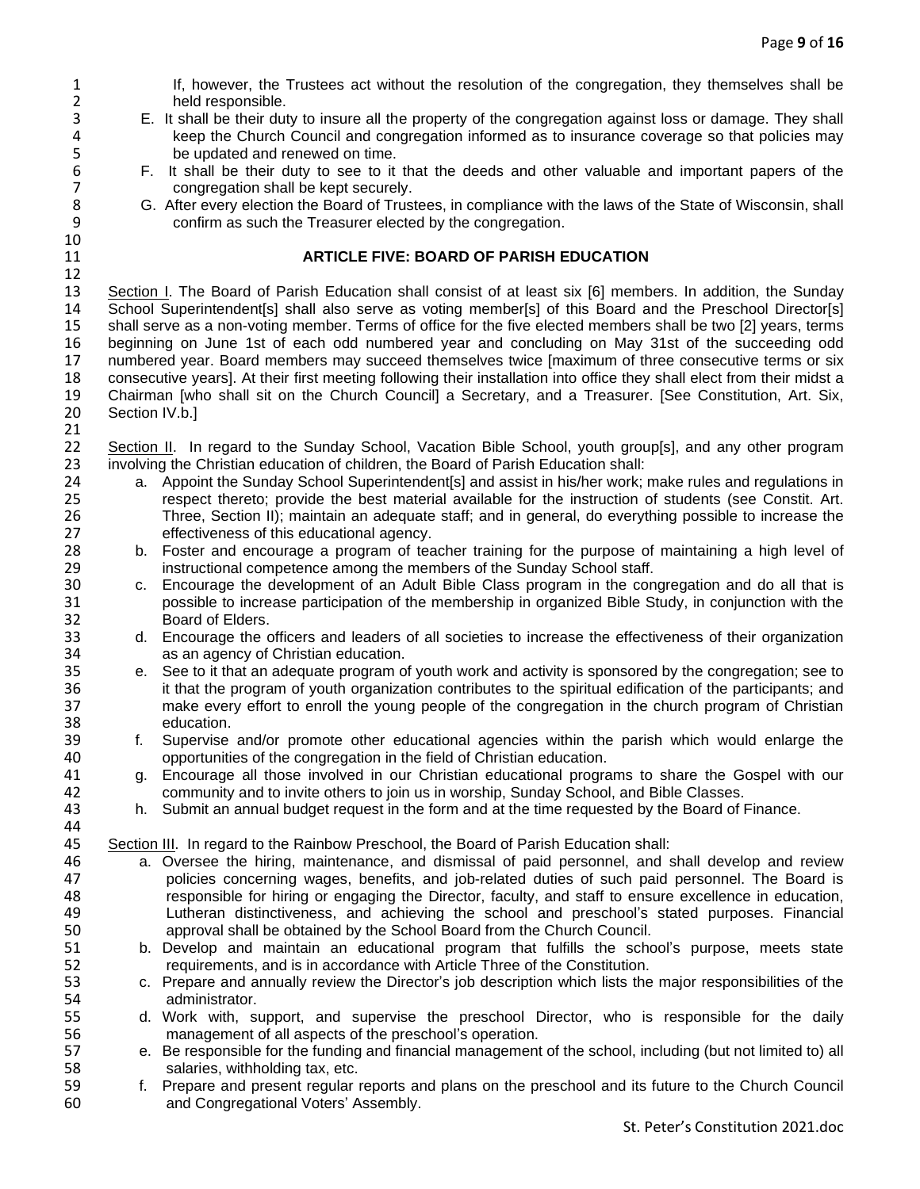If, however, the Trustees act without the resolution of the congregation, they themselves shall be held responsible.

E. It shall be their duty to insure all the property of the congregation against loss or damage. They shall keep the Church Council and congregation informed as to insurance coverage so that policies may be updated and renewed on time.

F. It shall be their duty to see to it that the deeds and other valuable and important papers of the congregation shall be kept securely.

G. After every election the Board of Trustees, in compliance with the laws of the State of Wisconsin, shall confirm as such the Treasurer elected by the congregation.

## ARTICLE FIVE: BOARD OF PARISH EDUCATION

Section I. The Board of Parish Education shall consist of at least six [6] members. In addition, the Sunday School Superintendent[s] shall also serve as voting member[s] of this Board and the Preschool Director[s] shall serve as a non-voting member. Terms of office for the five elected members shall be two [2] years, terms beginning on June 1st of each odd numbered year and concluding on May 31st of the succeeding odd numbered year. Board members may succeed themselves twice [maximum of three consecutive terms or six consecutive years]. At their first meeting following their installation into office they shall elect from their midst a Chairman [who shall sit on the Church Council] a Secretary, and a Treasurer. [See Constitution, Art. Six, Section IV.b.]

Section II. In regard to the Sunday School, Vacation Bible School, youth group[s], and any other program involving the Christian education of children, the Board of Parish Education shall:

a. Appoint the Sunday School Superintendent[s] and assist in his/her work; make rules and regulations in respect thereto; provide the best material available for the instruction of students (see Constit. Art. Three, Section II); maintain an adequate staff; and in general, do everything possible to increase the effectiveness of this educational agency.

b. Foster and encourage a program of teacher training for the purpose of maintaining a high level of instructional competence among the members of the Sunday School staff.

c. Encourage the development of an Adult Bible Class program in the congregation and do all that is possible to increase participation of the membership in organized Bible Study, in conjunction with the Board of Elders.

d. Encourage the officers and leaders of all societies to increase the effectiveness of their organization as an agency of Christian education.

e. See to it that an adequate program of youth work and activity is sponsored by the congregation; see to it that the program of youth organization contributes to the spiritual edification of the participants; and make every effort to enroll the young people of the congregation in the church program of Christian education.

f. Supervise and/or promote other educational agencies within the parish which would enlarge the opportunities of the congregation in the field of Christian education.

g. Encourage all those involved in our Christian educational programs to share the Gospel with our community and to invite others to join us in worship, Sunday School, and Bible Classes.

h. Submit an annual budget request in the form and at the time requested by the Board of Finance.

Section III. In regard to the Rainbow Preschool, the Board of Parish Education shall:

a. Oversee the hiring, maintenance, and dismissal of paid personnel, and shall develop and review policies concerning wages, benefits, and job-related duties of such paid personnel. The Board is responsible for hiring or engaging the Director, faculty, and staff to ensure excellence in education, Lutheran distinctiveness, and achieving the school and preschool's stated purposes. Financial approval shall be obtained by the School Board from the Church Council.

b. Develop and maintain an educational program that fulfills the school's purpose, meets state requirements, and is in accordance with Article Three of the Constitution.

c. Prepare and annually review the Director's job description which lists the major responsibilities of the administrator.

d. Work with, support, and supervise the preschool Director, who is responsible for the daily management of all aspects of the preschool's operation.

e. Be responsible for the funding and financial management of the school, including (but not limited to) all salaries, withholding tax, etc.

f. Prepare and present regular reports and plans on the preschool and its future to the Church Council and Congregational Voters' Assembly.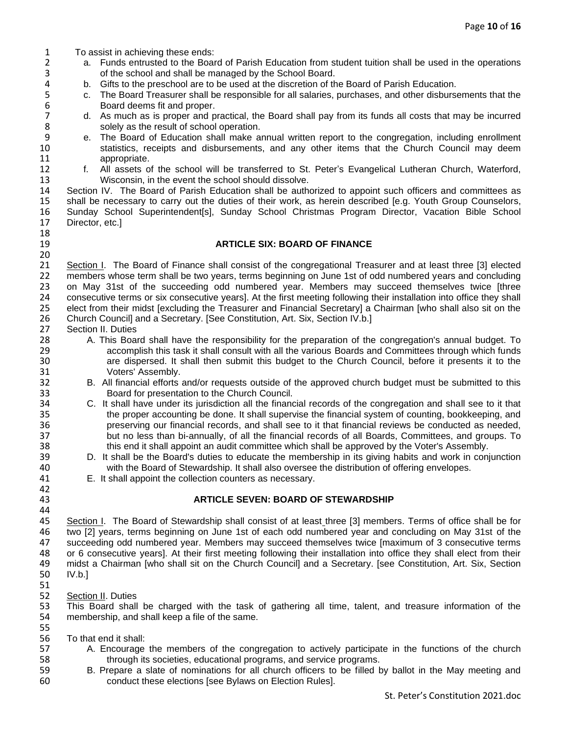To assist in achieving these ends:

a. Funds entrusted to the Board of Parish Education from student tuition shall be used in the operations of the school and shall be managed by the School Board.
b. Gifts to the preschool are to be used at the discretion of the Board of Parish Education.
c. The Board Treasurer shall be responsible for all salaries, purchases, and other disbursements that the Board deems fit and proper.
d. As much as is proper and practical, the Board shall pay from its funds all costs that may be incurred solely as the result of school operation.
e. The Board of Education shall make annual written report to the congregation, including enrollment statistics, receipts and disbursements, and any other items that the Church Council may deem appropriate.
f. All assets of the school will be transferred to St. Peter's Evangelical Lutheran Church, Waterford, Wisconsin, in the event the school should dissolve.

Section IV. The Board of Parish Education shall be authorized to appoint such officers and committees as shall be necessary to carry out the duties of their work, as herein described [e.g. Youth Group Counselors, Sunday School Superintendent[s], Sunday School Christmas Program Director, Vacation Bible School Director, etc.]

## ARTICLE SIX: BOARD OF FINANCE

Section I. The Board of Finance shall consist of the congregational Treasurer and at least three [3] elected members whose term shall be two years, terms beginning on June 1st of odd numbered years and concluding on May 31st of the succeeding odd numbered year. Members may succeed themselves twice [three consecutive terms or six consecutive years]. At the first meeting following their installation into office they shall elect from their midst [excluding the Treasurer and Financial Secretary] a Chairman [who shall also sit on the Church Council] and a Secretary. [See Constitution, Art. Six, Section IV.b.]

Section II. Duties

A. This Board shall have the responsibility for the preparation of the congregation's annual budget. To accomplish this task it shall consult with all the various Boards and Committees through which funds are dispersed. It shall then submit this budget to the Church Council, before it presents it to the Voters' Assembly.
B. All financial efforts and/or requests outside of the approved church budget must be submitted to this Board for presentation to the Church Council.
C. It shall have under its jurisdiction all the financial records of the congregation and shall see to it that the proper accounting be done. It shall supervise the financial system of counting, bookkeeping, and preserving our financial records, and shall see to it that financial reviews be conducted as needed, but no less than bi-annually, of all the financial records of all Boards, Committees, and groups. To this end it shall appoint an audit committee which shall be approved by the Voter's Assembly.
D. It shall be the Board's duties to educate the membership in its giving habits and work in conjunction with the Board of Stewardship. It shall also oversee the distribution of offering envelopes.
E. It shall appoint the collection counters as necessary.

## ARTICLE SEVEN: BOARD OF STEWARDSHIP

Section I. The Board of Stewardship shall consist of at least three [3] members. Terms of office shall be for two [2] years, terms beginning on June 1st of each odd numbered year and concluding on May 31st of the succeeding odd numbered year. Members may succeed themselves twice [maximum of 3 consecutive terms or 6 consecutive years]. At their first meeting following their installation into office they shall elect from their midst a Chairman [who shall sit on the Church Council] and a Secretary. [see Constitution, Art. Six, Section IV.b.]

Section II. Duties

This Board shall be charged with the task of gathering all time, talent, and treasure information of the membership, and shall keep a file of the same.

To that end it shall:

A. Encourage the members of the congregation to actively participate in the functions of the church through its societies, educational programs, and service programs.
B. Prepare a slate of nominations for all church officers to be filled by ballot in the May meeting and conduct these elections [see Bylaws on Election Rules].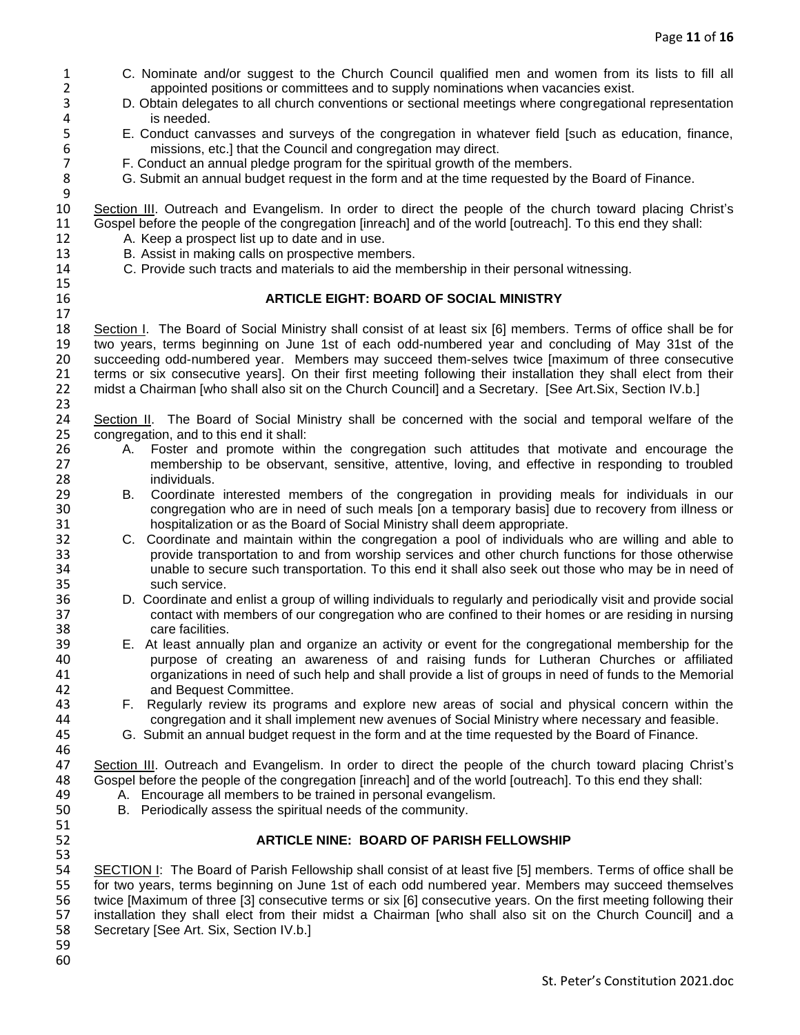C. Nominate and/or suggest to the Church Council qualified men and women from its lists to fill all appointed positions or committees and to supply nominations when vacancies exist.

D. Obtain delegates to all church conventions or sectional meetings where congregational representation is needed.

E. Conduct canvasses and surveys of the congregation in whatever field [such as education, finance, missions, etc.] that the Council and congregation may direct.

F. Conduct an annual pledge program for the spiritual growth of the members.

G. Submit an annual budget request in the form and at the time requested by the Board of Finance.

Section III. Outreach and Evangelism. In order to direct the people of the church toward placing Christ's Gospel before the people of the congregation [inreach] and of the world [outreach]. To this end they shall:

A. Keep a prospect list up to date and in use.

B. Assist in making calls on prospective members.

C. Provide such tracts and materials to aid the membership in their personal witnessing.

## ARTICLE EIGHT: BOARD OF SOCIAL MINISTRY

Section I. The Board of Social Ministry shall consist of at least six [6] members. Terms of office shall be for two years, terms beginning on June 1st of each odd-numbered year and concluding of May 31st of the succeeding odd-numbered year. Members may succeed them-selves twice [maximum of three consecutive terms or six consecutive years]. On their first meeting following their installation they shall elect from their midst a Chairman [who shall also sit on the Church Council] and a Secretary. [See Art.Six, Section IV.b.]

Section II. The Board of Social Ministry shall be concerned with the social and temporal welfare of the congregation, and to this end it shall:

A. Foster and promote within the congregation such attitudes that motivate and encourage the membership to be observant, sensitive, attentive, loving, and effective in responding to troubled individuals.

B. Coordinate interested members of the congregation in providing meals for individuals in our congregation who are in need of such meals [on a temporary basis] due to recovery from illness or hospitalization or as the Board of Social Ministry shall deem appropriate.

C. Coordinate and maintain within the congregation a pool of individuals who are willing and able to provide transportation to and from worship services and other church functions for those otherwise unable to secure such transportation. To this end it shall also seek out those who may be in need of such service.

D. Coordinate and enlist a group of willing individuals to regularly and periodically visit and provide social contact with members of our congregation who are confined to their homes or are residing in nursing care facilities.

E. At least annually plan and organize an activity or event for the congregational membership for the purpose of creating an awareness of and raising funds for Lutheran Churches or affiliated organizations in need of such help and shall provide a list of groups in need of funds to the Memorial and Bequest Committee.

F. Regularly review its programs and explore new areas of social and physical concern within the congregation and it shall implement new avenues of Social Ministry where necessary and feasible.

G. Submit an annual budget request in the form and at the time requested by the Board of Finance.

Section III. Outreach and Evangelism. In order to direct the people of the church toward placing Christ's Gospel before the people of the congregation [inreach] and of the world [outreach]. To this end they shall:

A. Encourage all members to be trained in personal evangelism.

B. Periodically assess the spiritual needs of the community.

## ARTICLE NINE: BOARD OF PARISH FELLOWSHIP

SECTION I: The Board of Parish Fellowship shall consist of at least five [5] members. Terms of office shall be for two years, terms beginning on June 1st of each odd numbered year. Members may succeed themselves twice [Maximum of three [3] consecutive terms or six [6] consecutive years. On the first meeting following their installation they shall elect from their midst a Chairman [who shall also sit on the Church Council] and a Secretary [See Art. Six, Section IV.b.]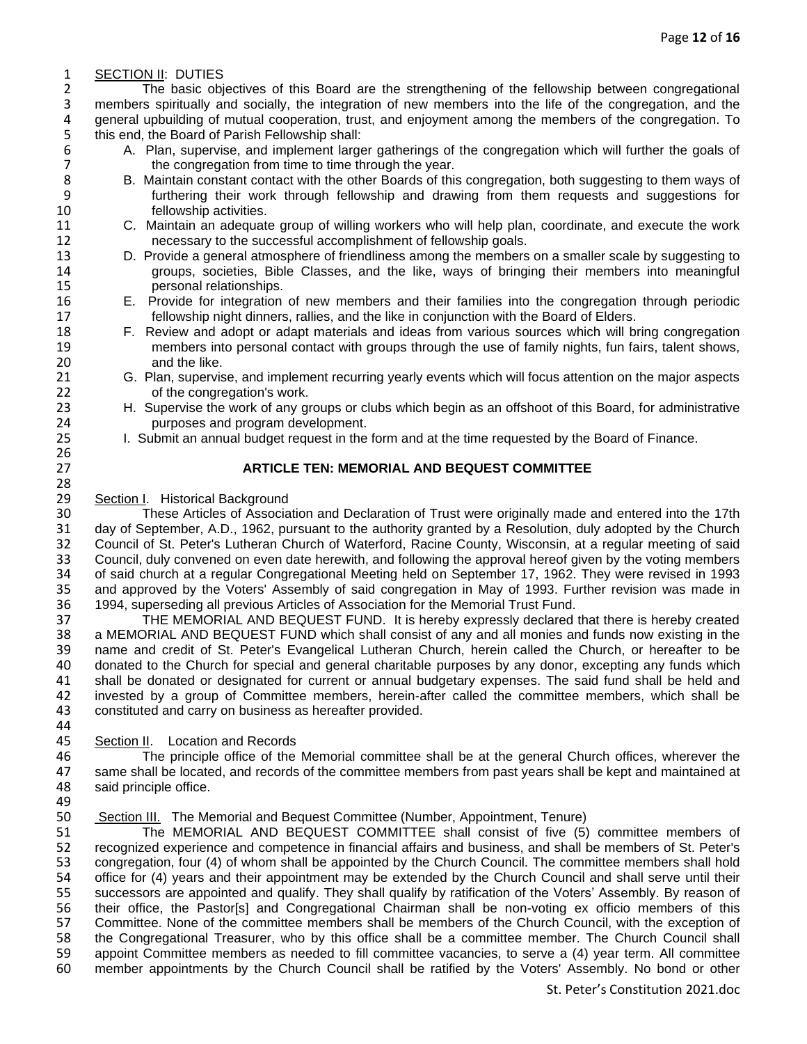<u>SECTION II</u>: DUTIES

The basic objectives of this Board are the strengthening of the fellowship between congregational members spiritually and socially, the integration of new members into the life of the congregation, and the general upbuilding of mutual cooperation, trust, and enjoyment among the members of the congregation. To this end, the Board of Parish Fellowship shall:

A. Plan, supervise, and implement larger gatherings of the congregation which will further the goals of the congregation from time to time through the year.
B. Maintain constant contact with the other Boards of this congregation, both suggesting to them ways of furthering their work through fellowship and drawing from them requests and suggestions for fellowship activities.
C. Maintain an adequate group of willing workers who will help plan, coordinate, and execute the work necessary to the successful accomplishment of fellowship goals.
D. Provide a general atmosphere of friendliness among the members on a smaller scale by suggesting to groups, societies, Bible Classes, and the like, ways of bringing their members into meaningful personal relationships.
E. Provide for integration of new members and their families into the congregation through periodic fellowship night dinners, rallies, and the like in conjunction with the Board of Elders.
F. Review and adopt or adapt materials and ideas from various sources which will bring congregation members into personal contact with groups through the use of family nights, fun fairs, talent shows, and the like.
G. Plan, supervise, and implement recurring yearly events which will focus attention on the major aspects of the congregation's work.
H. Supervise the work of any groups or clubs which begin as an offshoot of this Board, for administrative purposes and program development.
I. Submit an annual budget request in the form and at the time requested by the Board of Finance.

## ARTICLE TEN: MEMORIAL AND BEQUEST COMMITTEE

<u>Section I</u>. Historical Background

These Articles of Association and Declaration of Trust were originally made and entered into the 17th day of September, A.D., 1962, pursuant to the authority granted by a Resolution, duly adopted by the Church Council of St. Peter's Lutheran Church of Waterford, Racine County, Wisconsin, at a regular meeting of said Council, duly convened on even date herewith, and following the approval hereof given by the voting members of said church at a regular Congregational Meeting held on September 17, 1962. They were revised in 1993 and approved by the Voters' Assembly of said congregation in May of 1993. Further revision was made in 1994, superseding all previous Articles of Association for the Memorial Trust Fund.

THE MEMORIAL AND BEQUEST FUND. It is hereby expressly declared that there is hereby created a MEMORIAL AND BEQUEST FUND which shall consist of any and all monies and funds now existing in the name and credit of St. Peter's Evangelical Lutheran Church, herein called the Church, or hereafter to be donated to the Church for special and general charitable purposes by any donor, excepting any funds which shall be donated or designated for current or annual budgetary expenses. The said fund shall be held and invested by a group of Committee members, herein-after called the committee members, which shall be constituted and carry on business as hereafter provided.

<u>Section II</u>. Location and Records

The principle office of the Memorial committee shall be at the general Church offices, wherever the same shall be located, and records of the committee members from past years shall be kept and maintained at said principle office.

<u>Section III.</u> The Memorial and Bequest Committee (Number, Appointment, Tenure)

The MEMORIAL AND BEQUEST COMMITTEE shall consist of five (5) committee members of recognized experience and competence in financial affairs and business, and shall be members of St. Peter's congregation, four (4) of whom shall be appointed by the Church Council. The committee members shall hold office for (4) years and their appointment may be extended by the Church Council and shall serve until their successors are appointed and qualify. They shall qualify by ratification of the Voters' Assembly. By reason of their office, the Pastor[s] and Congregational Chairman shall be non-voting ex officio members of this Committee. None of the committee members shall be members of the Church Council, with the exception of the Congregational Treasurer, who by this office shall be a committee member. The Church Council shall appoint Committee members as needed to fill committee vacancies, to serve a (4) year term. All committee member appointments by the Church Council shall be ratified by the Voters' Assembly. No bond or other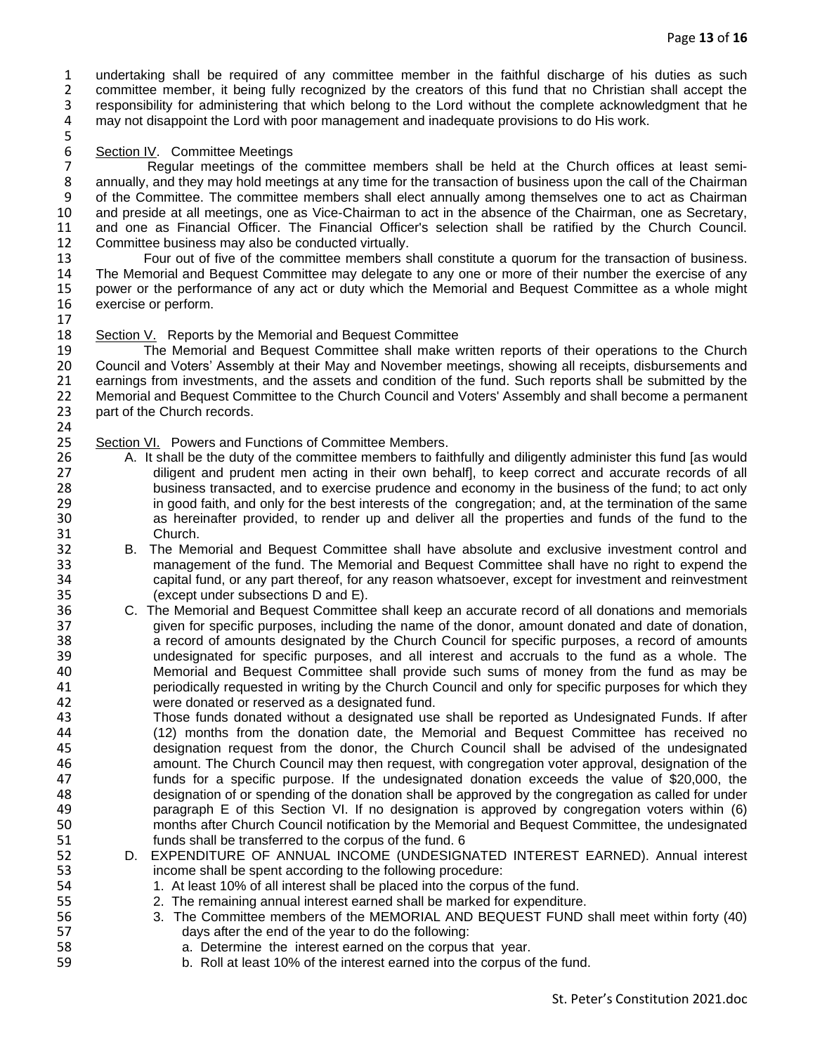undertaking shall be required of any committee member in the faithful discharge of his duties as such committee member, it being fully recognized by the creators of this fund that no Christian shall accept the responsibility for administering that which belong to the Lord without the complete acknowledgment that he may not disappoint the Lord with poor management and inadequate provisions to do His work.

Section IV. Committee Meetings

Regular meetings of the committee members shall be held at the Church offices at least semi-annually, and they may hold meetings at any time for the transaction of business upon the call of the Chairman of the Committee. The committee members shall elect annually among themselves one to act as Chairman and preside at all meetings, one as Vice-Chairman to act in the absence of the Chairman, one as Secretary, and one as Financial Officer. The Financial Officer's selection shall be ratified by the Church Council. Committee business may also be conducted virtually.

Four out of five of the committee members shall constitute a quorum for the transaction of business. The Memorial and Bequest Committee may delegate to any one or more of their number the exercise of any power or the performance of any act or duty which the Memorial and Bequest Committee as a whole might exercise or perform.

Section V. Reports by the Memorial and Bequest Committee

The Memorial and Bequest Committee shall make written reports of their operations to the Church Council and Voters' Assembly at their May and November meetings, showing all receipts, disbursements and earnings from investments, and the assets and condition of the fund. Such reports shall be submitted by the Memorial and Bequest Committee to the Church Council and Voters' Assembly and shall become a permanent part of the Church records.

Section VI. Powers and Functions of Committee Members.

A. It shall be the duty of the committee members to faithfully and diligently administer this fund [as would diligent and prudent men acting in their own behalf], to keep correct and accurate records of all business transacted, and to exercise prudence and economy in the business of the fund; to act only in good faith, and only for the best interests of the congregation; and, at the termination of the same as hereinafter provided, to render up and deliver all the properties and funds of the fund to the Church.

B. The Memorial and Bequest Committee shall have absolute and exclusive investment control and management of the fund. The Memorial and Bequest Committee shall have no right to expend the capital fund, or any part thereof, for any reason whatsoever, except for investment and reinvestment (except under subsections D and E).

C. The Memorial and Bequest Committee shall keep an accurate record of all donations and memorials given for specific purposes, including the name of the donor, amount donated and date of donation, a record of amounts designated by the Church Council for specific purposes, a record of amounts undesignated for specific purposes, and all interest and accruals to the fund as a whole. The Memorial and Bequest Committee shall provide such sums of money from the fund as may be periodically requested in writing by the Church Council and only for specific purposes for which they were donated or reserved as a designated fund.

Those funds donated without a designated use shall be reported as Undesignated Funds. If after (12) months from the donation date, the Memorial and Bequest Committee has received no designation request from the donor, the Church Council shall be advised of the undesignated amount. The Church Council may then request, with congregation voter approval, designation of the funds for a specific purpose. If the undesignated donation exceeds the value of $20,000, the designation of or spending of the donation shall be approved by the congregation as called for under paragraph E of this Section VI. If no designation is approved by congregation voters within (6) months after Church Council notification by the Memorial and Bequest Committee, the undesignated funds shall be transferred to the corpus of the fund. 6

D. EXPENDITURE OF ANNUAL INCOME (UNDESIGNATED INTEREST EARNED). Annual interest income shall be spent according to the following procedure:

1. At least 10% of all interest shall be placed into the corpus of the fund.
2. The remaining annual interest earned shall be marked for expenditure.
3. The Committee members of the MEMORIAL AND BEQUEST FUND shall meet within forty (40) days after the end of the year to do the following:
   a. Determine the interest earned on the corpus that year.
   b. Roll at least 10% of the interest earned into the corpus of the fund.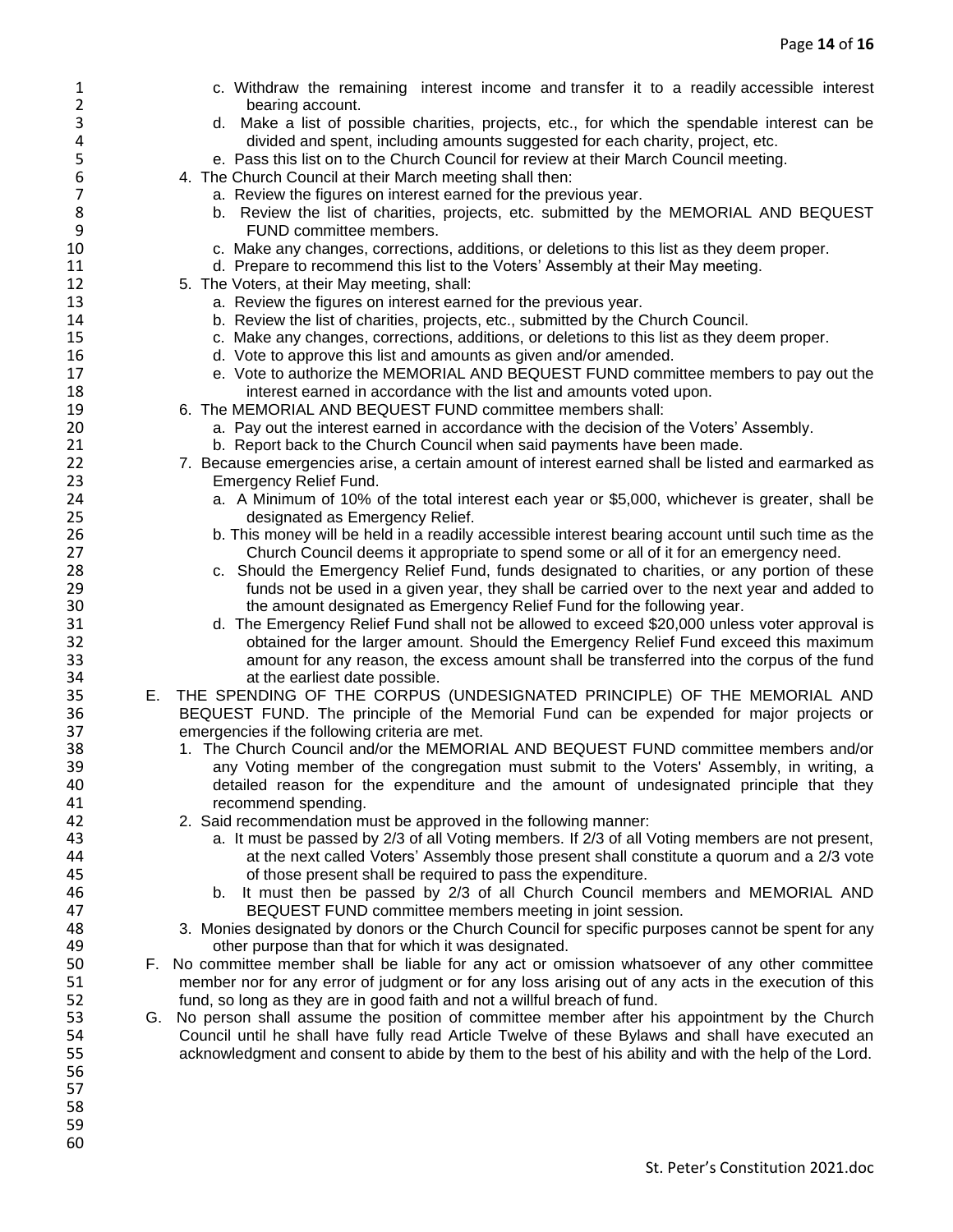c. Withdraw the remaining interest income and transfer it to a readily accessible interest bearing account.
   d. Make a list of possible charities, projects, etc., for which the spendable interest can be divided and spent, including amounts suggested for each charity, project, etc.
   e. Pass this list on to the Church Council for review at their March Council meeting.

4. The Church Council at their March meeting shall then:
   a. Review the figures on interest earned for the previous year.
   b. Review the list of charities, projects, etc. submitted by the MEMORIAL AND BEQUEST FUND committee members.
   c. Make any changes, corrections, additions, or deletions to this list as they deem proper.
   d. Prepare to recommend this list to the Voters' Assembly at their May meeting.
5. The Voters, at their May meeting, shall:
   a. Review the figures on interest earned for the previous year.
   b. Review the list of charities, projects, etc., submitted by the Church Council.
   c. Make any changes, corrections, additions, or deletions to this list as they deem proper.
   d. Vote to approve this list and amounts as given and/or amended.
   e. Vote to authorize the MEMORIAL AND BEQUEST FUND committee members to pay out the interest earned in accordance with the list and amounts voted upon.
6. The MEMORIAL AND BEQUEST FUND committee members shall:
   a. Pay out the interest earned in accordance with the decision of the Voters' Assembly.
   b. Report back to the Church Council when said payments have been made.
7. Because emergencies arise, a certain amount of interest earned shall be listed and earmarked as Emergency Relief Fund.
   a. A Minimum of 10% of the total interest each year or $5,000, whichever is greater, shall be designated as Emergency Relief.
   b. This money will be held in a readily accessible interest bearing account until such time as the Church Council deems it appropriate to spend some or all of it for an emergency need.
   c. Should the Emergency Relief Fund, funds designated to charities, or any portion of these funds not be used in a given year, they shall be carried over to the next year and added to the amount designated as Emergency Relief Fund for the following year.
   d. The Emergency Relief Fund shall not be allowed to exceed $20,000 unless voter approval is obtained for the larger amount. Should the Emergency Relief Fund exceed this maximum amount for any reason, the excess amount shall be transferred into the corpus of the fund at the earliest date possible.

E. THE SPENDING OF THE CORPUS (UNDESIGNATED PRINCIPLE) OF THE MEMORIAL AND BEQUEST FUND. The principle of the Memorial Fund can be expended for major projects or emergencies if the following criteria are met.
   1. The Church Council and/or the MEMORIAL AND BEQUEST FUND committee members and/or any Voting member of the congregation must submit to the Voters' Assembly, in writing, a detailed reason for the expenditure and the amount of undesignated principle that they recommend spending.
   2. Said recommendation must be approved in the following manner:
      a. It must be passed by 2/3 of all Voting members. If 2/3 of all Voting members are not present, at the next called Voters' Assembly those present shall constitute a quorum and a 2/3 vote of those present shall be required to pass the expenditure.
      b. It must then be passed by 2/3 of all Church Council members and MEMORIAL AND BEQUEST FUND committee members meeting in joint session.
   3. Monies designated by donors or the Church Council for specific purposes cannot be spent for any other purpose than that for which it was designated.

F. No committee member shall be liable for any act or omission whatsoever of any other committee member nor for any error of judgment or for any loss arising out of any acts in the execution of this fund, so long as they are in good faith and not a willful breach of fund.

G. No person shall assume the position of committee member after his appointment by the Church Council until he shall have fully read Article Twelve of these Bylaws and shall have executed an acknowledgment and consent to abide by them to the best of his ability and with the help of the Lord.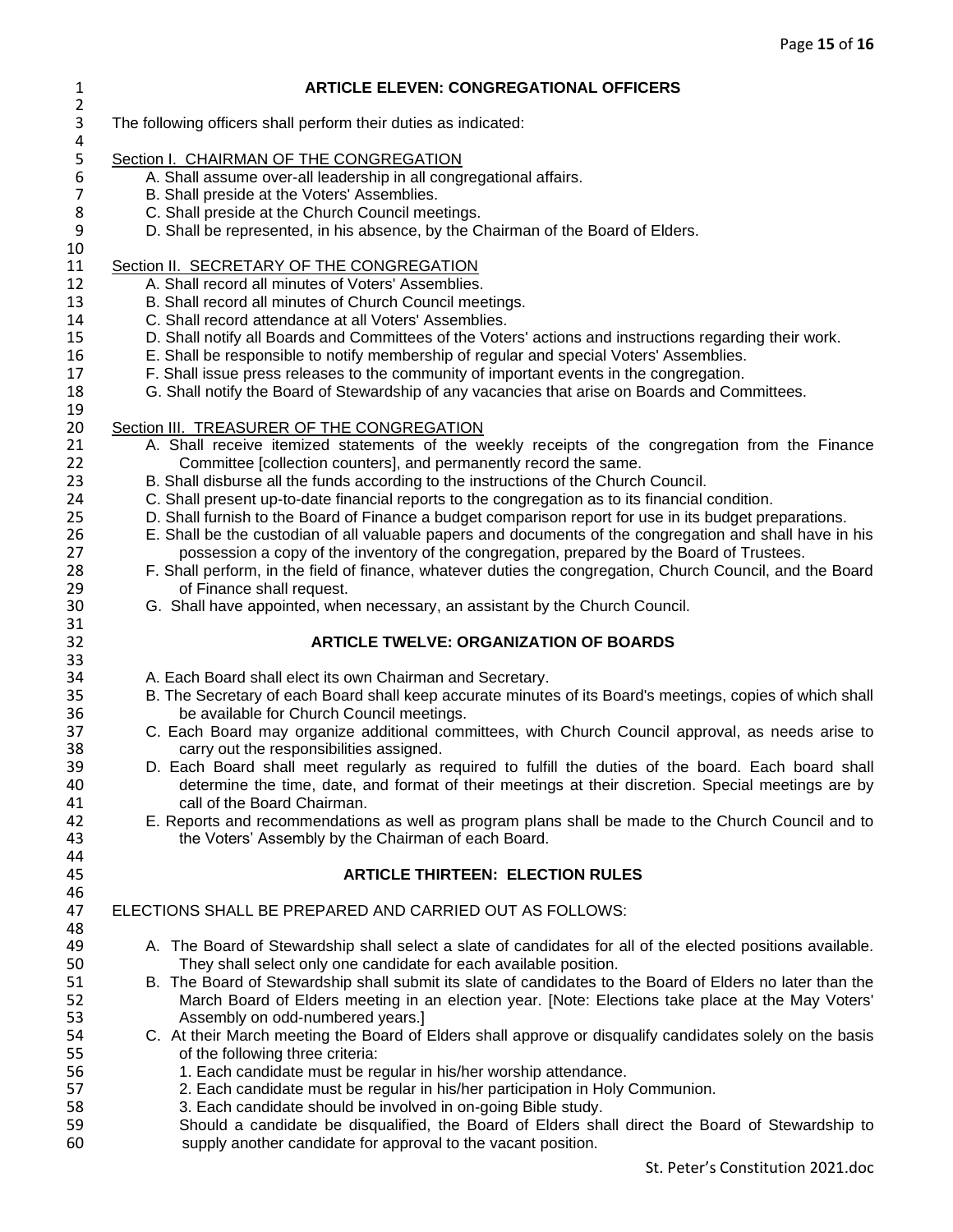## ARTICLE ELEVEN: CONGREGATIONAL OFFICERS

The following officers shall perform their duties as indicated:

Section I. CHAIRMAN OF THE CONGREGATION

A. Shall assume over-all leadership in all congregational affairs.
B. Shall preside at the Voters' Assemblies.
C. Shall preside at the Church Council meetings.
D. Shall be represented, in his absence, by the Chairman of the Board of Elders.

Section II. SECRETARY OF THE CONGREGATION

A. Shall record all minutes of Voters' Assemblies.
B. Shall record all minutes of Church Council meetings.
C. Shall record attendance at all Voters' Assemblies.
D. Shall notify all Boards and Committees of the Voters' actions and instructions regarding their work.
E. Shall be responsible to notify membership of regular and special Voters' Assemblies.
F. Shall issue press releases to the community of important events in the congregation.
G. Shall notify the Board of Stewardship of any vacancies that arise on Boards and Committees.

Section III. TREASURER OF THE CONGREGATION

A. Shall receive itemized statements of the weekly receipts of the congregation from the Finance Committee [collection counters], and permanently record the same.
B. Shall disburse all the funds according to the instructions of the Church Council.
C. Shall present up-to-date financial reports to the congregation as to its financial condition.
D. Shall furnish to the Board of Finance a budget comparison report for use in its budget preparations.
E. Shall be the custodian of all valuable papers and documents of the congregation and shall have in his possession a copy of the inventory of the congregation, prepared by the Board of Trustees.
F. Shall perform, in the field of finance, whatever duties the congregation, Church Council, and the Board of Finance shall request.
G. Shall have appointed, when necessary, an assistant by the Church Council.

## ARTICLE TWELVE: ORGANIZATION OF BOARDS

A. Each Board shall elect its own Chairman and Secretary.
B. The Secretary of each Board shall keep accurate minutes of its Board's meetings, copies of which shall be available for Church Council meetings.
C. Each Board may organize additional committees, with Church Council approval, as needs arise to carry out the responsibilities assigned.
D. Each Board shall meet regularly as required to fulfill the duties of the board. Each board shall determine the time, date, and format of their meetings at their discretion. Special meetings are by call of the Board Chairman.
E. Reports and recommendations as well as program plans shall be made to the Church Council and to the Voters' Assembly by the Chairman of each Board.

## ARTICLE THIRTEEN: ELECTION RULES

ELECTIONS SHALL BE PREPARED AND CARRIED OUT AS FOLLOWS:

A. The Board of Stewardship shall select a slate of candidates for all of the elected positions available. They shall select only one candidate for each available position.
B. The Board of Stewardship shall submit its slate of candidates to the Board of Elders no later than the March Board of Elders meeting in an election year. [Note: Elections take place at the May Voters' Assembly on odd-numbered years.]
C. At their March meeting the Board of Elders shall approve or disqualify candidates solely on the basis of the following three criteria:
    1. Each candidate must be regular in his/her worship attendance.
    2. Each candidate must be regular in his/her participation in Holy Communion.
    3. Each candidate should be involved in on-going Bible study.

    Should a candidate be disqualified, the Board of Elders shall direct the Board of Stewardship to supply another candidate for approval to the vacant position.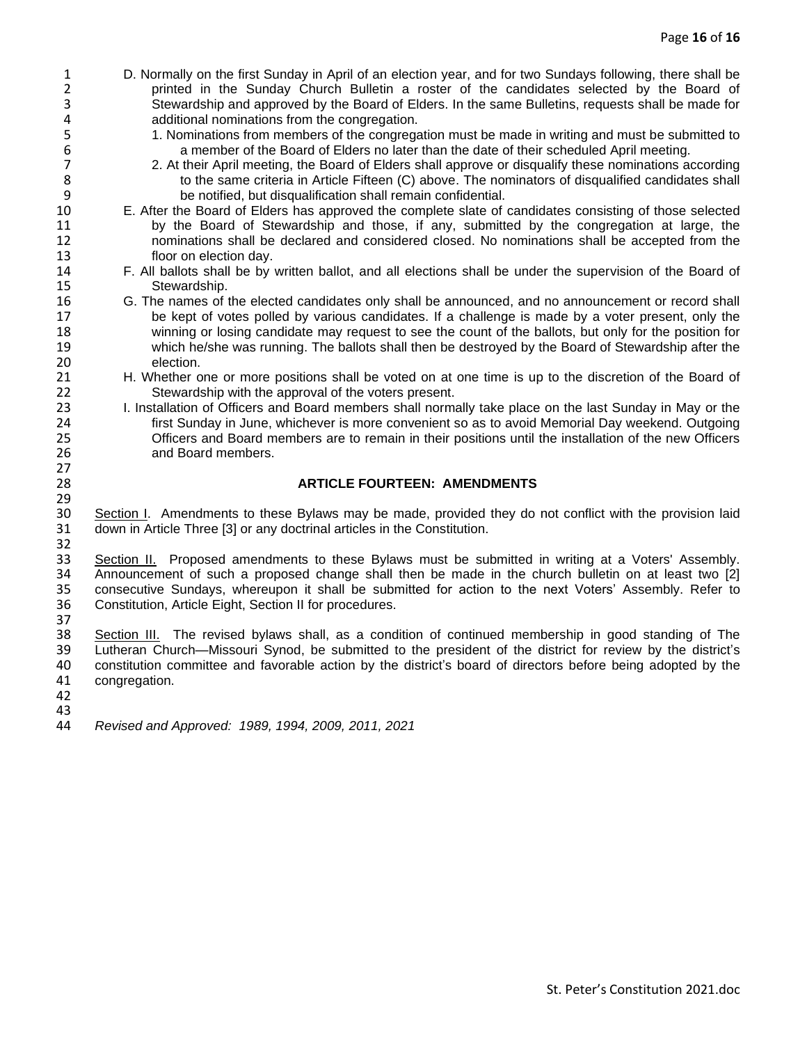D. Normally on the first Sunday in April of an election year, and for two Sundays following, there shall be printed in the Sunday Church Bulletin a roster of the candidates selected by the Board of Stewardship and approved by the Board of Elders. In the same Bulletins, requests shall be made for additional nominations from the congregation.

1. Nominations from members of the congregation must be made in writing and must be submitted to a member of the Board of Elders no later than the date of their scheduled April meeting.
2. At their April meeting, the Board of Elders shall approve or disqualify these nominations according to the same criteria in Article Fifteen (C) above. The nominators of disqualified candidates shall be notified, but disqualification shall remain confidential.

E. After the Board of Elders has approved the complete slate of candidates consisting of those selected by the Board of Stewardship and those, if any, submitted by the congregation at large, the nominations shall be declared and considered closed. No nominations shall be accepted from the floor on election day.

F. All ballots shall be by written ballot, and all elections shall be under the supervision of the Board of Stewardship.

G. The names of the elected candidates only shall be announced, and no announcement or record shall be kept of votes polled by various candidates. If a challenge is made by a voter present, only the winning or losing candidate may request to see the count of the ballots, but only for the position for which he/she was running. The ballots shall then be destroyed by the Board of Stewardship after the election.

H. Whether one or more positions shall be voted on at one time is up to the discretion of the Board of Stewardship with the approval of the voters present.

I. Installation of Officers and Board members shall normally take place on the last Sunday in May or the first Sunday in June, whichever is more convenient so as to avoid Memorial Day weekend. Outgoing Officers and Board members are to remain in their positions until the installation of the new Officers and Board members.

## ARTICLE FOURTEEN: AMENDMENTS

Section I. Amendments to these Bylaws may be made, provided they do not conflict with the provision laid down in Article Three [3] or any doctrinal articles in the Constitution.

Section II. Proposed amendments to these Bylaws must be submitted in writing at a Voters' Assembly. Announcement of such a proposed change shall then be made in the church bulletin on at least two [2] consecutive Sundays, whereupon it shall be submitted for action to the next Voters' Assembly. Refer to Constitution, Article Eight, Section II for procedures.

Section III. The revised bylaws shall, as a condition of continued membership in good standing of The Lutheran Church—Missouri Synod, be submitted to the president of the district for review by the district's constitution committee and favorable action by the district's board of directors before being adopted by the congregation.

*Revised and Approved: 1989, 1994, 2009, 2011, 2021*